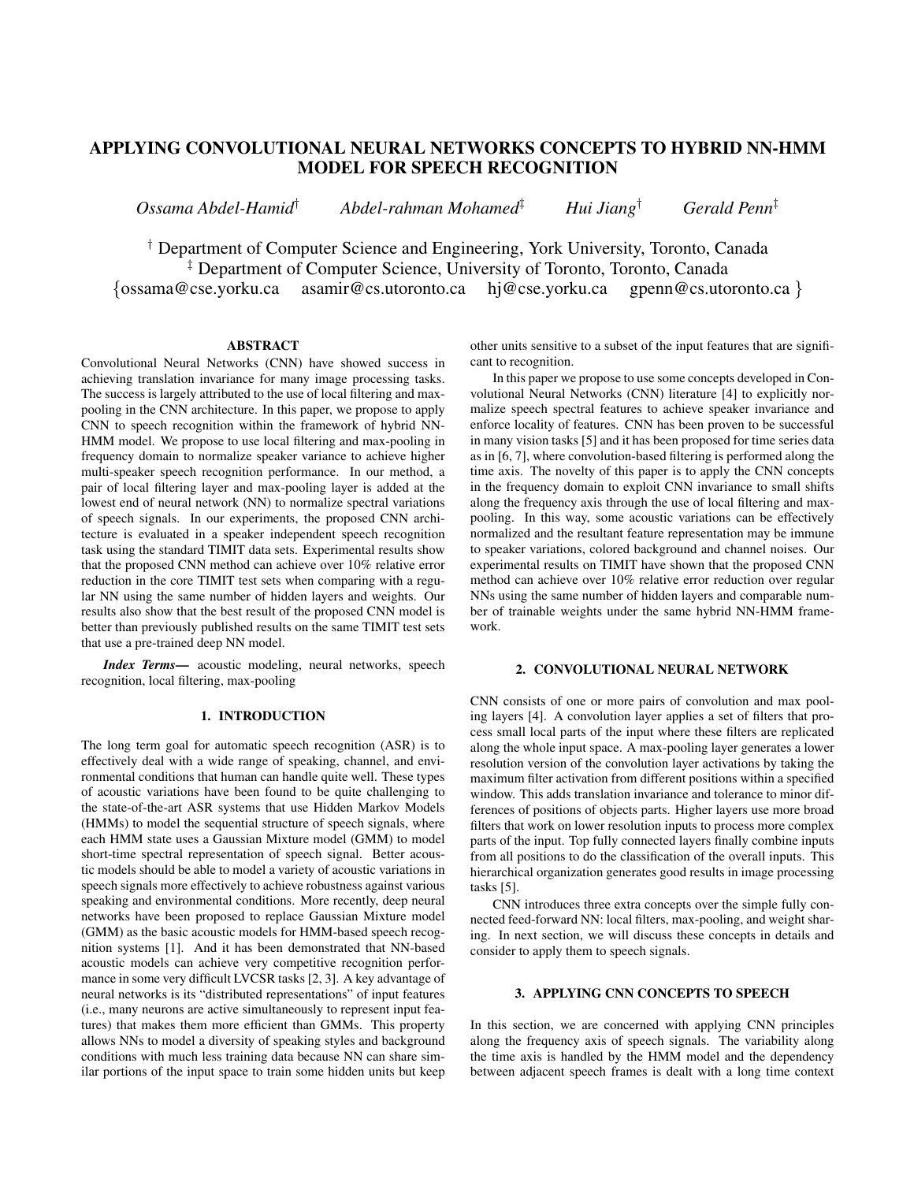# APPLYING CONVOLUTIONAL NEURAL NETWORKS CONCEPTS TO HYBRID NN-HMM MODEL FOR SPEECH RECOGNITION

*Ossama Abdel-Hamid*[†] *Abdel-rahman Mohamed*[‡] *Hui Jiang*[†] *Gerald Penn*[‡]

[†] Department of Computer Science and Engineering, York University, Toronto, Canada
[‡] Department of Computer Science, University of Toronto, Toronto, Canada
{ossama@cse.yorku.ca asamir@cs.utoronto.ca hj@cse.yorku.ca gpenn@cs.utoronto.ca }

## ABSTRACT

Convolutional Neural Networks (CNN) have showed success in achieving translation invariance for many image processing tasks. The success is largely attributed to the use of local filtering and max-pooling in the CNN architecture. In this paper, we propose to apply CNN to speech recognition within the framework of hybrid NN-HMM model. We propose to use local filtering and max-pooling in frequency domain to normalize speaker variance to achieve higher multi-speaker speech recognition performance. In our method, a pair of local filtering layer and max-pooling layer is added at the lowest end of neural network (NN) to normalize spectral variations of speech signals. In our experiments, the proposed CNN architecture is evaluated in a speaker independent speech recognition task using the standard TIMIT data sets. Experimental results show that the proposed CNN method can achieve over 10% relative error reduction in the core TIMIT test sets when comparing with a regular NN using the same number of hidden layers and weights. Our results also show that the best result of the proposed CNN model is better than previously published results on the same TIMIT test sets that use a pre-trained deep NN model.

***Index Terms*—** acoustic modeling, neural networks, speech recognition, local filtering, max-pooling

## 1. INTRODUCTION

The long term goal for automatic speech recognition (ASR) is to effectively deal with a wide range of speaking, channel, and environmental conditions that human can handle quite well. These types of acoustic variations have been found to be quite challenging to the state-of-the-art ASR systems that use Hidden Markov Models (HMMs) to model the sequential structure of speech signals, where each HMM state uses a Gaussian Mixture model (GMM) to model short-time spectral representation of speech signal. Better acoustic models should be able to model a variety of acoustic variations in speech signals more effectively to achieve robustness against various speaking and environmental conditions. More recently, deep neural networks have been proposed to replace Gaussian Mixture model (GMM) as the basic acoustic models for HMM-based speech recognition systems [1]. And it has been demonstrated that NN-based acoustic models can achieve very competitive recognition performance in some very difficult LVCSR tasks [2, 3]. A key advantage of neural networks is its "distributed representations" of input features (i.e., many neurons are active simultaneously to represent input features) that makes them more efficient than GMMs. This property allows NNs to model a diversity of speaking styles and background conditions with much less training data because NN can share similar portions of the input space to train some hidden units but keep other units sensitive to a subset of the input features that are significant to recognition.

In this paper we propose to use some concepts developed in Convolutional Neural Networks (CNN) literature [4] to explicitly normalize speech spectral features to achieve speaker invariance and enforce locality of features. CNN has been proven to be successful in many vision tasks [5] and it has been proposed for time series data as in [6, 7], where convolution-based filtering is performed along the time axis. The novelty of this paper is to apply the CNN concepts in the frequency domain to exploit CNN invariance to small shifts along the frequency axis through the use of local filtering and max-pooling. In this way, some acoustic variations can be effectively normalized and the resultant feature representation may be immune to speaker variations, colored background and channel noises. Our experimental results on TIMIT have shown that the proposed CNN method can achieve over 10% relative error reduction over regular NNs using the same number of hidden layers and comparable number of trainable weights under the same hybrid NN-HMM framework.

## 2. CONVOLUTIONAL NEURAL NETWORK

CNN consists of one or more pairs of convolution and max pooling layers [4]. A convolution layer applies a set of filters that process small local parts of the input where these filters are replicated along the whole input space. A max-pooling layer generates a lower resolution version of the convolution layer activations by taking the maximum filter activation from different positions within a specified window. This adds translation invariance and tolerance to minor differences of positions of objects parts. Higher layers use more broad filters that work on lower resolution inputs to process more complex parts of the input. Top fully connected layers finally combine inputs from all positions to do the classification of the overall inputs. This hierarchical organization generates good results in image processing tasks [5].

CNN introduces three extra concepts over the simple fully connected feed-forward NN: local filters, max-pooling, and weight sharing. In next section, we will discuss these concepts in details and consider to apply them to speech signals.

## 3. APPLYING CNN CONCEPTS TO SPEECH

In this section, we are concerned with applying CNN principles along the frequency axis of speech signals. The variability along the time axis is handled by the HMM model and the dependency between adjacent speech frames is dealt with a long time context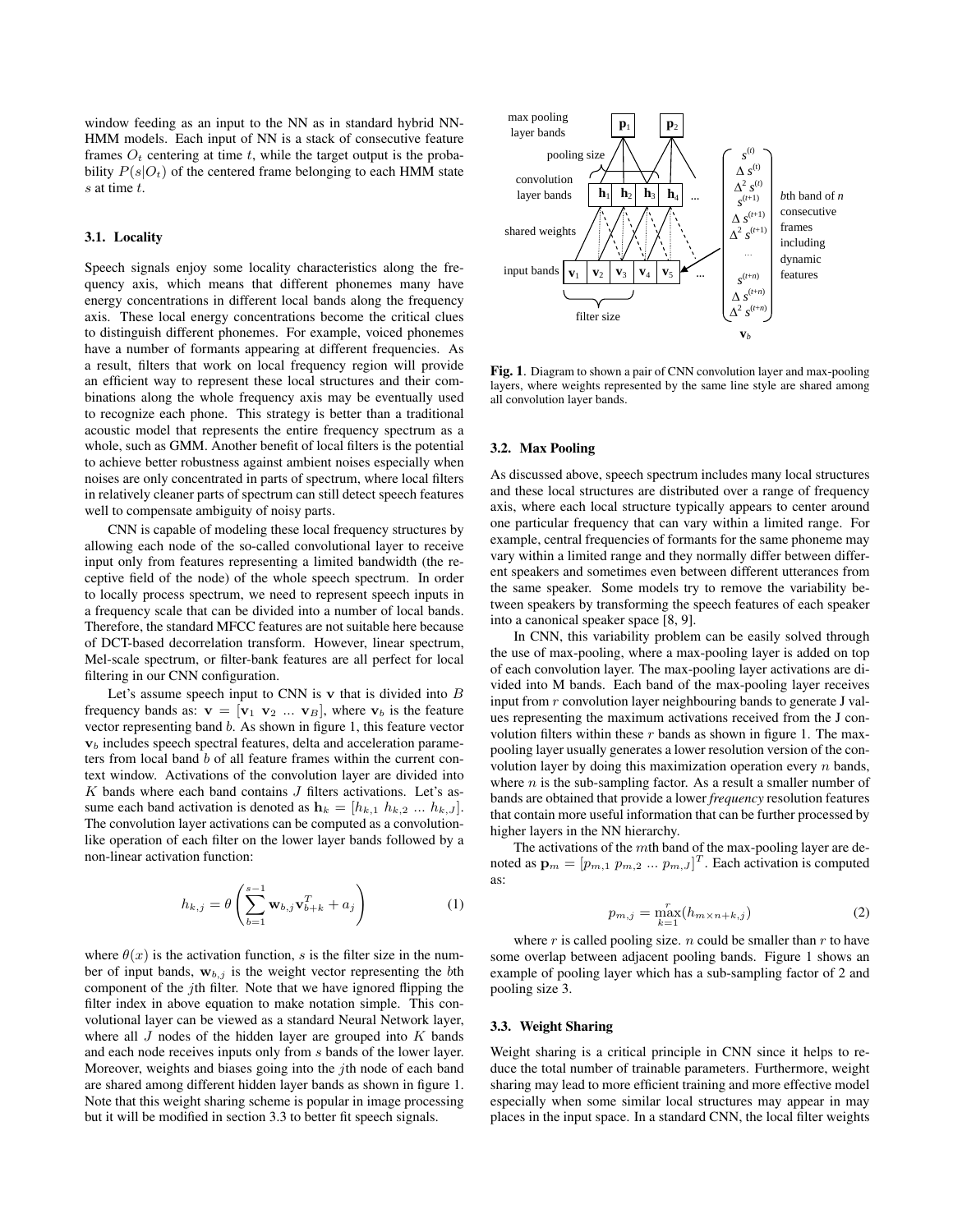window feeding as an input to the NN as in standard hybrid NN-HMM models. Each input of NN is a stack of consecutive feature frames $O_t$ centering at time $t$, while the target output is the probability $P(s|O_t)$ of the centered frame belonging to each HMM state $s$ at time $t$.

### 3.1. Locality

Speech signals enjoy some locality characteristics along the frequency axis, which means that different phonemes many have energy concentrations in different local bands along the frequency axis. These local energy concentrations become the critical clues to distinguish different phonemes. For example, voiced phonemes have a number of formants appearing at different frequencies. As a result, filters that work on local frequency region will provide an efficient way to represent these local structures and their combinations along the whole frequency axis may be eventually used to recognize each phone. This strategy is better than a traditional acoustic model that represents the entire frequency spectrum as a whole, such as GMM. Another benefit of local filters is the potential to achieve better robustness against ambient noises especially when noises are only concentrated in parts of spectrum, where local filters in relatively cleaner parts of spectrum can still detect speech features well to compensate ambiguity of noisy parts.

CNN is capable of modeling these local frequency structures by allowing each node of the so-called convolutional layer to receive input only from features representing a limited bandwidth (the receptive field of the node) of the whole speech spectrum. In order to locally process spectrum, we need to represent speech inputs in a frequency scale that can be divided into a number of local bands. Therefore, the standard MFCC features are not suitable here because of DCT-based decorrelation transform. However, linear spectrum, Mel-scale spectrum, or filter-bank features are all perfect for local filtering in our CNN configuration.

Let's assume speech input to CNN is $\mathbf{v}$ that is divided into $B$ frequency bands as: $\mathbf{v} = [\mathbf{v}_1 \ \mathbf{v}_2 \ \ldots \ \mathbf{v}_B]$, where $\mathbf{v}_b$ is the feature vector representing band $b$. As shown in figure 1, this feature vector $\mathbf{v}_b$ includes speech spectral features, delta and acceleration parameters from local band $b$ of all feature frames within the current context window. Activations of the convolution layer are divided into $K$ bands where each band contains $J$ filters activations. Let's assume each band activation is denoted as $\mathbf{h}_k = [h_{k,1} \ h_{k,2} \ \ldots \ h_{k,J}]$. The convolution layer activations can be computed as a convolution-like operation of each filter on the lower layer bands followed by a non-linear activation function:

$$h_{k,j} = \theta\left(\sum_{b=1}^{s-1} \mathbf{w}_{b,j}\mathbf{v}_{b+k}^T + a_j\right) \qquad (1)$$

where $\theta(x)$ is the activation function, $s$ is the filter size in the number of input bands, $\mathbf{w}_{b,j}$ is the weight vector representing the $b$th component of the $j$th filter. Note that we have ignored flipping the filter index in above equation to make notation simple. This convolutional layer can be viewed as a standard Neural Network layer, where all $J$ nodes of the hidden layer are grouped into $K$ bands and each node receives inputs only from $s$ bands of the lower layer. Moreover, weights and biases going into the $j$th node of each band are shared among different hidden layer bands as shown in figure 1. Note that this weight sharing scheme is popular in image processing but it will be modified in section 3.3 to better fit speech signals.

max pooling layer bands
pooling size
convolution layer bands
shared weights
input bands
filter size
$\mathbf{p}_1$ $\mathbf{p}_2$
$\mathbf{h}_1$ $\mathbf{h}_2$ $\mathbf{h}_3$ $\mathbf{h}_4$ ...
$\mathbf{v}_1$ $\mathbf{v}_2$ $\mathbf{v}_3$ $\mathbf{v}_4$ $\mathbf{v}_5$ ...
$s^{(t)}$ $\Delta s^{(t)}$ $\Delta^2 s^{(t)}$ $s^{(t+1)}$ $\Delta s^{(t+1)}$ $\Delta^2 s^{(t+1)}$ ... $s^{(t+n)}$ $\Delta s^{(t+n)}$ $\Delta^2 s^{(t+n)}$
$b$th band of $n$ consecutive frames including dynamic features
$\mathbf{v}_b$

**Fig. 1**. Diagram to shown a pair of CNN convolution layer and max-pooling layers, where weights represented by the same line style are shared among all convolution layer bands.

### 3.2. Max Pooling

As discussed above, speech spectrum includes many local structures and these local structures are distributed over a range of frequency axis, where each local structure typically appears to center around one particular frequency that can vary within a limited range. For example, central frequencies of formants for the same phoneme may vary within a limited range and they normally differ between different speakers and sometimes even between different utterances from the same speaker. Some models try to remove the variability between speakers by transforming the speech features of each speaker into a canonical speaker space [8, 9].

In CNN, this variability problem can be easily solved through the use of max-pooling, where a max-pooling layer is added on top of each convolution layer. The max-pooling layer activations are divided into M bands. Each band of the max-pooling layer receives input from $r$ convolution layer neighbouring bands to generate J values representing the maximum activations received from the J convolution filters within these $r$ bands as shown in figure 1. The max-pooling layer usually generates a lower resolution version of the convolution layer by doing this maximization operation every $n$ bands, where $n$ is the sub-sampling factor. As a result a smaller number of bands are obtained that provide a lower *frequency* resolution features that contain more useful information that can be further processed by higher layers in the NN hierarchy.

The activations of the $m$th band of the max-pooling layer are denoted as $\mathbf{p}_m = [p_{m,1} \ p_{m,2} \ \ldots \ p_{m,J}]^T$. Each activation is computed as:

$$p_{m,j} = \max_{k=1}^{r}(h_{m\times n+k,j}) \qquad (2)$$

where $r$ is called pooling size. $n$ could be smaller than $r$ to have some overlap between adjacent pooling bands. Figure 1 shows an example of pooling layer which has a sub-sampling factor of 2 and pooling size 3.

### 3.3. Weight Sharing

Weight sharing is a critical principle in CNN since it helps to reduce the total number of trainable parameters. Furthermore, weight sharing may lead to more efficient training and more effective model especially when some similar local structures may appear in may places in the input space. In a standard CNN, the local filter weights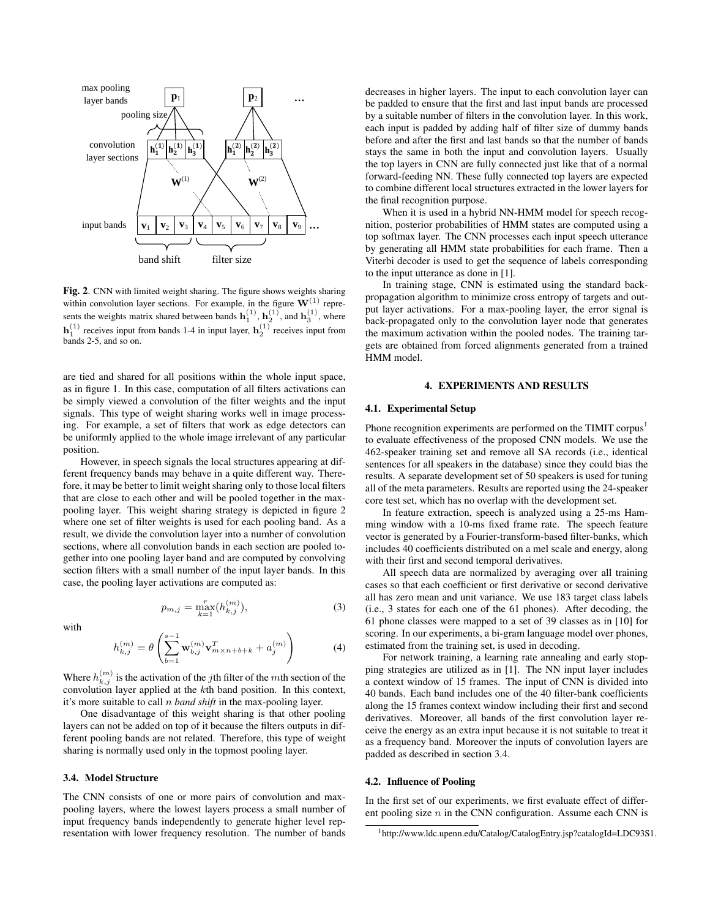**Fig. 2**. CNN with limited weight sharing. The figure shows weights sharing within convolution layer sections. For example, in the figure $\mathbf{W}^{(1)}$ represents the weights matrix shared between bands $\mathbf{h}_1^{(1)}$, $\mathbf{h}_2^{(1)}$, and $\mathbf{h}_3^{(1)}$, where $\mathbf{h}_1^{(1)}$ receives input from bands 1-4 in input layer, $\mathbf{h}_2^{(1)}$ receives input from bands 2-5, and so on.

are tied and shared for all positions within the whole input space, as in figure 1. In this case, computation of all filters activations can be simply viewed a convolution of the filter weights and the input signals. This type of weight sharing works well in image processing. For example, a set of filters that work as edge detectors can be uniformly applied to the whole image irrelevant of any particular position.

However, in speech signals the local structures appearing at different frequency bands may behave in a quite different way. Therefore, it may be better to limit weight sharing only to those local filters that are close to each other and will be pooled together in the max-pooling layer. This weight sharing strategy is depicted in figure 2 where one set of filter weights is used for each pooling band. As a result, we divide the convolution layer into a number of convolution sections, where all convolution bands in each section are pooled together into one pooling layer band and are computed by convolving section filters with a small number of the input layer bands. In this case, the pooling layer activations are computed as:

$$p_{m,j} = \max_{k=1}^{r}(h_{k,j}^{(m)}), \tag{3}$$

with

$$h_{k,j}^{(m)} = \theta\left(\sum_{b=1}^{s-1} \mathbf{w}_{b,j}^{(m)} \mathbf{v}_{m\times n+b+k}^{T} + a_j^{(m)}\right) \tag{4}$$

Where $h_{k,j}^{(m)}$ is the activation of the $j$th filter of the $m$th section of the convolution layer applied at the $k$th band position. In this context, it's more suitable to call $n$ *band shift* in the max-pooling layer.

One disadvantage of this weight sharing is that other pooling layers can not be added on top of it because the filters outputs in different pooling bands are not related. Therefore, this type of weight sharing is normally used only in the topmost pooling layer.

### 3.4. Model Structure

The CNN consists of one or more pairs of convolution and max-pooling layers, where the lowest layers process a small number of input frequency bands independently to generate higher level representation with lower frequency resolution. The number of bands decreases in higher layers. The input to each convolution layer can be padded to ensure that the first and last input bands are processed by a suitable number of filters in the convolution layer. In this work, each input is padded by adding half of filter size of dummy bands before and after the first and last bands so that the number of bands stays the same in both the input and convolution layers. Usually the top layers in CNN are fully connected just like that of a normal forward-feeding NN. These fully connected top layers are expected to combine different local structures extracted in the lower layers for the final recognition purpose.

When it is used in a hybrid NN-HMM model for speech recognition, posterior probabilities of HMM states are computed using a top softmax layer. The CNN processes each input speech utterance by generating all HMM state probabilities for each frame. Then a Viterbi decoder is used to get the sequence of labels corresponding to the input utterance as done in [1].

In training stage, CNN is estimated using the standard back-propagation algorithm to minimize cross entropy of targets and output layer activations. For a max-pooling layer, the error signal is back-propagated only to the convolution layer node that generates the maximum activation within the pooled nodes. The training targets are obtained from forced alignments generated from a trained HMM model.

## 4. EXPERIMENTS AND RESULTS

### 4.1. Experimental Setup

Phone recognition experiments are performed on the TIMIT corpus[1] to evaluate effectiveness of the proposed CNN models. We use the 462-speaker training set and remove all SA records (i.e., identical sentences for all speakers in the database) since they could bias the results. A separate development set of 50 speakers is used for tuning all of the meta parameters. Results are reported using the 24-speaker core test set, which has no overlap with the development set.

In feature extraction, speech is analyzed using a 25-ms Hamming window with a 10-ms fixed frame rate. The speech feature vector is generated by a Fourier-transform-based filter-banks, which includes 40 coefficients distributed on a mel scale and energy, along with their first and second temporal derivatives.

All speech data are normalized by averaging over all training cases so that each coefficient or first derivative or second derivative all has zero mean and unit variance. We use 183 target class labels (i.e., 3 states for each one of the 61 phones). After decoding, the 61 phone classes were mapped to a set of 39 classes as in [10] for scoring. In our experiments, a bi-gram language model over phones, estimated from the training set, is used in decoding.

For network training, a learning rate annealing and early stopping strategies are utilized as in [1]. The NN input layer includes a context window of 15 frames. The input of CNN is divided into 40 bands. Each band includes one of the 40 filter-bank coefficients along the 15 frames context window including their first and second derivatives. Moreover, all bands of the first convolution layer receive the energy as an extra input because it is not suitable to treat it as a frequency band. Moreover the inputs of convolution layers are padded as described in section 3.4.

### 4.2. Influence of Pooling

In the first set of our experiments, we first evaluate effect of different pooling size $n$ in the CNN configuration. Assume each CNN is

[1] http://www.ldc.upenn.edu/Catalog/CatalogEntry.jsp?catalogId=LDC93S1.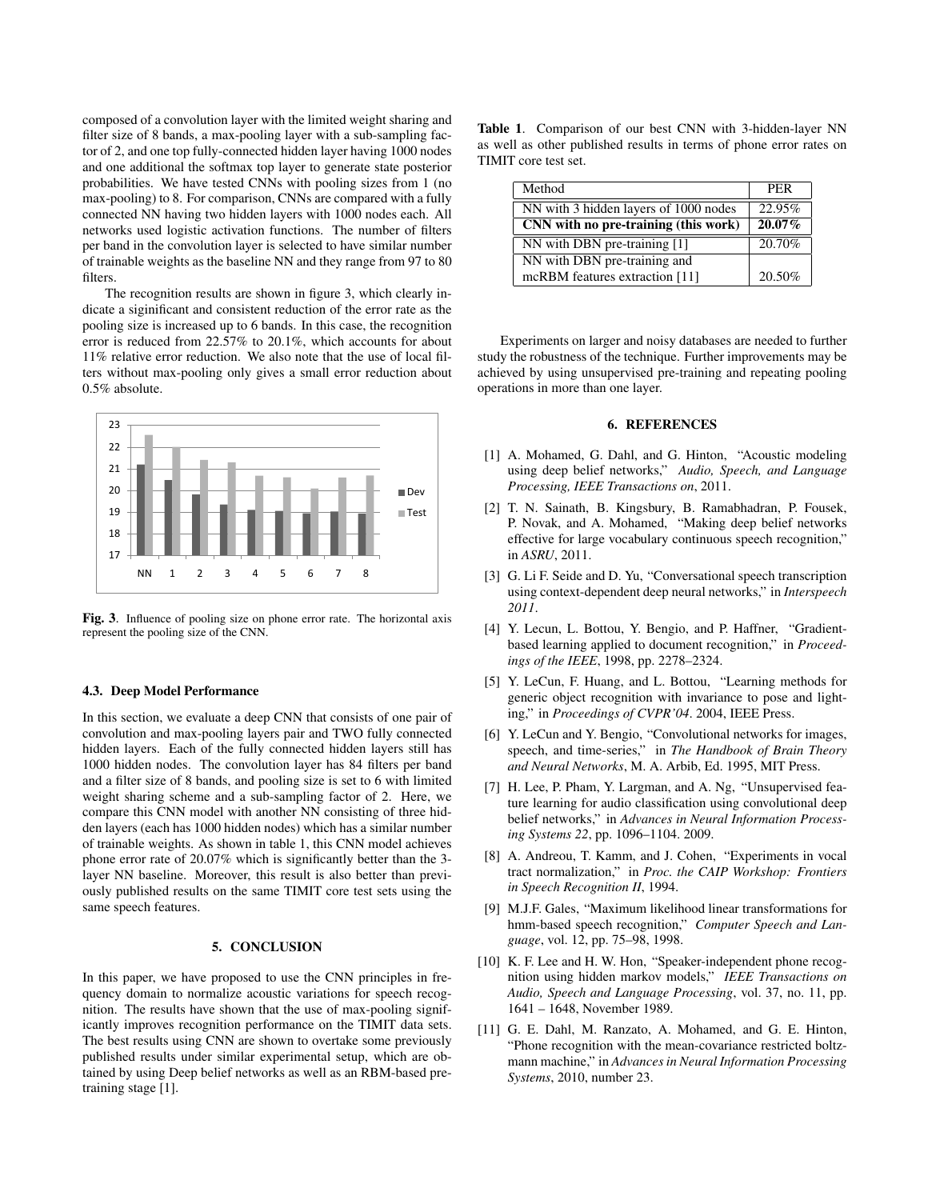composed of a convolution layer with the limited weight sharing and filter size of 8 bands, a max-pooling layer with a sub-sampling factor of 2, and one top fully-connected hidden layer having 1000 nodes and one additional the softmax top layer to generate state posterior probabilities. We have tested CNNs with pooling sizes from 1 (no max-pooling) to 8. For comparison, CNNs are compared with a fully connected NN having two hidden layers with 1000 nodes each. All networks used logistic activation functions. The number of filters per band in the convolution layer is selected to have similar number of trainable weights as the baseline NN and they range from 97 to 80 filters.

The recognition results are shown in figure 3, which clearly indicate a siginificant and consistent reduction of the error rate as the pooling size is increased up to 6 bands. In this case, the recognition error is reduced from 22.57% to 20.1%, which accounts for about 11% relative error reduction. We also note that the use of local filters without max-pooling only gives a small error reduction about 0.5% absolute.

23
22
21
20
19
18
17

NN 1 2 3 4 5 6 7 8

Dev
Test

**Fig. 3**. Influence of pooling size on phone error rate. The horizontal axis represent the pooling size of the CNN.

### 4.3. Deep Model Performance

In this section, we evaluate a deep CNN that consists of one pair of convolution and max-pooling layers pair and TWO fully connected hidden layers. Each of the fully connected hidden layers still has 1000 hidden nodes. The convolution layer has 84 filters per band and a filter size of 8 bands, and pooling size is set to 6 with limited weight sharing scheme and a sub-sampling factor of 2. Here, we compare this CNN model with another NN consisting of three hidden layers (each has 1000 hidden nodes) which has a similar number of trainable weights. As shown in table 1, this CNN model achieves phone error rate of 20.07% which is significantly better than the 3-layer NN baseline. Moreover, this result is also better than previously published results on the same TIMIT core test sets using the same speech features.

## 5. CONCLUSION

In this paper, we have proposed to use the CNN principles in frequency domain to normalize acoustic variations for speech recognition. The results have shown that the use of max-pooling significantly improves recognition performance on the TIMIT data sets. The best results using CNN are shown to overtake some previously published results under similar experimental setup, which are obtained by using Deep belief networks as well as an RBM-based pre-training stage [1].

**Table 1**. Comparison of our best CNN with 3-hidden-layer NN as well as other published results in terms of phone error rates on TIMIT core test set.

| Method | PER |
|---|---|
| NN with 3 hidden layers of 1000 nodes | 22.95% |
| **CNN with no pre-training (this work)** | **20.07%** |
| NN with DBN pre-training [1] | 20.70% |
| NN with DBN pre-training and mcRBM features extraction [11] | 20.50% |

Experiments on larger and noisy databases are needed to further study the robustness of the technique. Further improvements may be achieved by using unsupervised pre-training and repeating pooling operations in more than one layer.

## 6. REFERENCES

[1] A. Mohamed, G. Dahl, and G. Hinton, "Acoustic modeling using deep belief networks," *Audio, Speech, and Language Processing, IEEE Transactions on*, 2011.

[2] T. N. Sainath, B. Kingsbury, B. Ramabhadran, P. Fousek, P. Novak, and A. Mohamed, "Making deep belief networks effective for large vocabulary continuous speech recognition," in *ASRU*, 2011.

[3] G. Li F. Seide and D. Yu, "Conversational speech transcription using context-dependent deep neural networks," in *Interspeech 2011*.

[4] Y. Lecun, L. Bottou, Y. Bengio, and P. Haffner, "Gradient-based learning applied to document recognition," in *Proceedings of the IEEE*, 1998, pp. 2278–2324.

[5] Y. LeCun, F. Huang, and L. Bottou, "Learning methods for generic object recognition with invariance to pose and lighting," in *Proceedings of CVPR'04*. 2004, IEEE Press.

[6] Y. LeCun and Y. Bengio, "Convolutional networks for images, speech, and time-series," in *The Handbook of Brain Theory and Neural Networks*, M. A. Arbib, Ed. 1995, MIT Press.

[7] H. Lee, P. Pham, Y. Largman, and A. Ng, "Unsupervised feature learning for audio classification using convolutional deep belief networks," in *Advances in Neural Information Processing Systems 22*, pp. 1096–1104. 2009.

[8] A. Andreou, T. Kamm, and J. Cohen, "Experiments in vocal tract normalization," in *Proc. the CAIP Workshop: Frontiers in Speech Recognition II*, 1994.

[9] M.J.F. Gales, "Maximum likelihood linear transformations for hmm-based speech recognition," *Computer Speech and Language*, vol. 12, pp. 75–98, 1998.

[10] K. F. Lee and H. W. Hon, "Speaker-independent phone recognition using hidden markov models," *IEEE Transactions on Audio, Speech and Language Processing*, vol. 37, no. 11, pp. 1641 – 1648, November 1989.

[11] G. E. Dahl, M. Ranzato, A. Mohamed, and G. E. Hinton, "Phone recognition with the mean-covariance restricted boltzmann machine," in *Advances in Neural Information Processing Systems*, 2010, number 23.